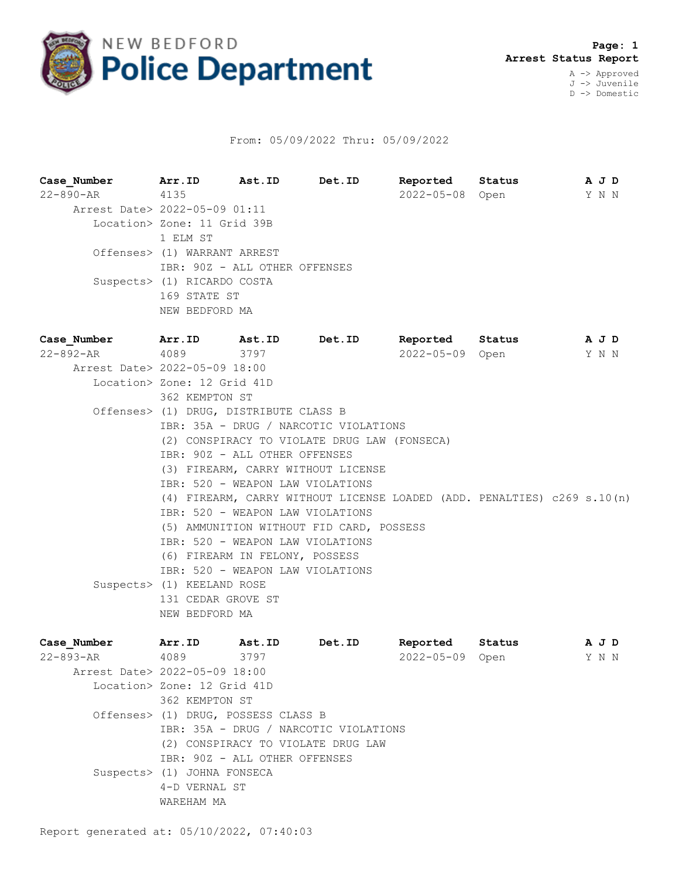# NEW BEDFORD Police Department

**Arrest Status Report**

A -> Approved
J -> Juvenile
D -> Domestic

From: 05/09/2022 Thru: 05/09/2022

| Case_Number | Arr.ID | Ast.ID | Det.ID | Reported | Status | A | J | D |
|---|---|---|---|---|---|---|---|---|
| 22-890-AR | 4135 | | | 2022-05-08 | Open | Y | N | N |

Arrest Date> 2022-05-09 01:11
Location> Zone: 11 Grid 39B
1 ELM ST
Offenses> (1) WARRANT ARREST
IBR: 90Z - ALL OTHER OFFENSES
Suspects> (1) RICARDO COSTA
169 STATE ST
NEW BEDFORD MA

| Case_Number | Arr.ID | Ast.ID | Det.ID | Reported | Status | A | J | D |
|---|---|---|---|---|---|---|---|---|
| 22-892-AR | 4089 | 3797 | | 2022-05-09 | Open | Y | N | N |

Arrest Date> 2022-05-09 18:00
Location> Zone: 12 Grid 41D
362 KEMPTON ST
Offenses> (1) DRUG, DISTRIBUTE CLASS B
IBR: 35A - DRUG / NARCOTIC VIOLATIONS
(2) CONSPIRACY TO VIOLATE DRUG LAW (FONSECA)
IBR: 90Z - ALL OTHER OFFENSES
(3) FIREARM, CARRY WITHOUT LICENSE
IBR: 520 - WEAPON LAW VIOLATIONS
(4) FIREARM, CARRY WITHOUT LICENSE LOADED (ADD. PENALTIES) c269 s.10(n)
IBR: 520 - WEAPON LAW VIOLATIONS
(5) AMMUNITION WITHOUT FID CARD, POSSESS
IBR: 520 - WEAPON LAW VIOLATIONS
(6) FIREARM IN FELONY, POSSESS
IBR: 520 - WEAPON LAW VIOLATIONS
Suspects> (1) KEELAND ROSE
131 CEDAR GROVE ST
NEW BEDFORD MA

| Case_Number | Arr.ID | Ast.ID | Det.ID | Reported | Status | A | J | D |
|---|---|---|---|---|---|---|---|---|
| 22-893-AR | 4089 | 3797 | | 2022-05-09 | Open | Y | N | N |

Arrest Date> 2022-05-09 18:00
Location> Zone: 12 Grid 41D
362 KEMPTON ST
Offenses> (1) DRUG, POSSESS CLASS B
IBR: 35A - DRUG / NARCOTIC VIOLATIONS
(2) CONSPIRACY TO VIOLATE DRUG LAW
IBR: 90Z - ALL OTHER OFFENSES
Suspects> (1) JOHNA FONSECA
4-D VERNAL ST
WAREHAM MA

Report generated at: 05/10/2022, 07:40:03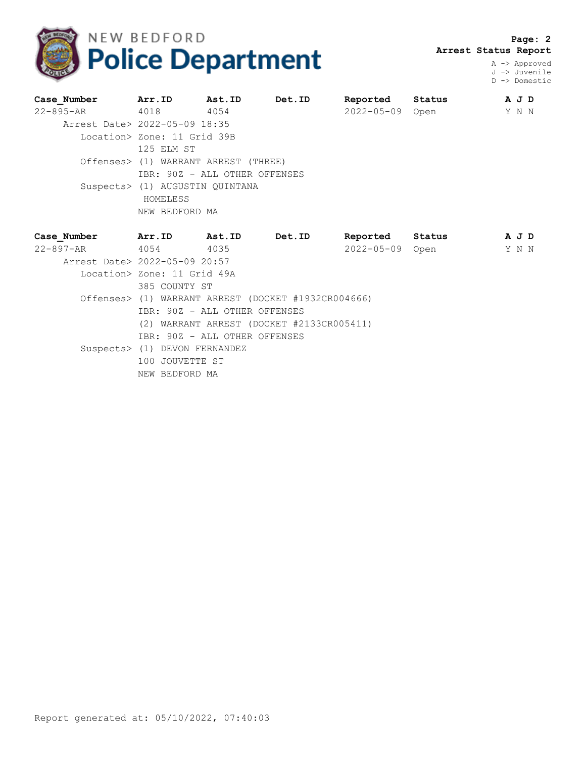# NEW BEDFORD Police Department

**Arrest Status Report**

A -> Approved
J -> Juvenile
D -> Domestic

| Case_Number | Arr.ID | Ast.ID | Det.ID | Reported | Status | A | J | D |
|---|---|---|---|---|---|---|---|---|
| 22-895-AR | 4018 | 4054 | | 2022-05-09 | Open | Y | N | N |

Arrest Date> 2022-05-09 18:35

Location> Zone: 11 Grid 39B
125 ELM ST

Offenses> (1) WARRANT ARREST (THREE)
IBR: 90Z - ALL OTHER OFFENSES

Suspects> (1) AUGUSTIN QUINTANA
HOMELESS
NEW BEDFORD MA

| Case_Number | Arr.ID | Ast.ID | Det.ID | Reported | Status | A | J | D |
|---|---|---|---|---|---|---|---|---|
| 22-897-AR | 4054 | 4035 | | 2022-05-09 | Open | Y | N | N |

Arrest Date> 2022-05-09 20:57

Location> Zone: 11 Grid 49A
385 COUNTY ST

Offenses> (1) WARRANT ARREST (DOCKET #1932CR004666)
IBR: 90Z - ALL OTHER OFFENSES
(2) WARRANT ARREST (DOCKET #2133CR005411)
IBR: 90Z - ALL OTHER OFFENSES

Suspects> (1) DEVON FERNANDEZ
100 JOUVETTE ST
NEW BEDFORD MA

Report generated at: 05/10/2022, 07:40:03